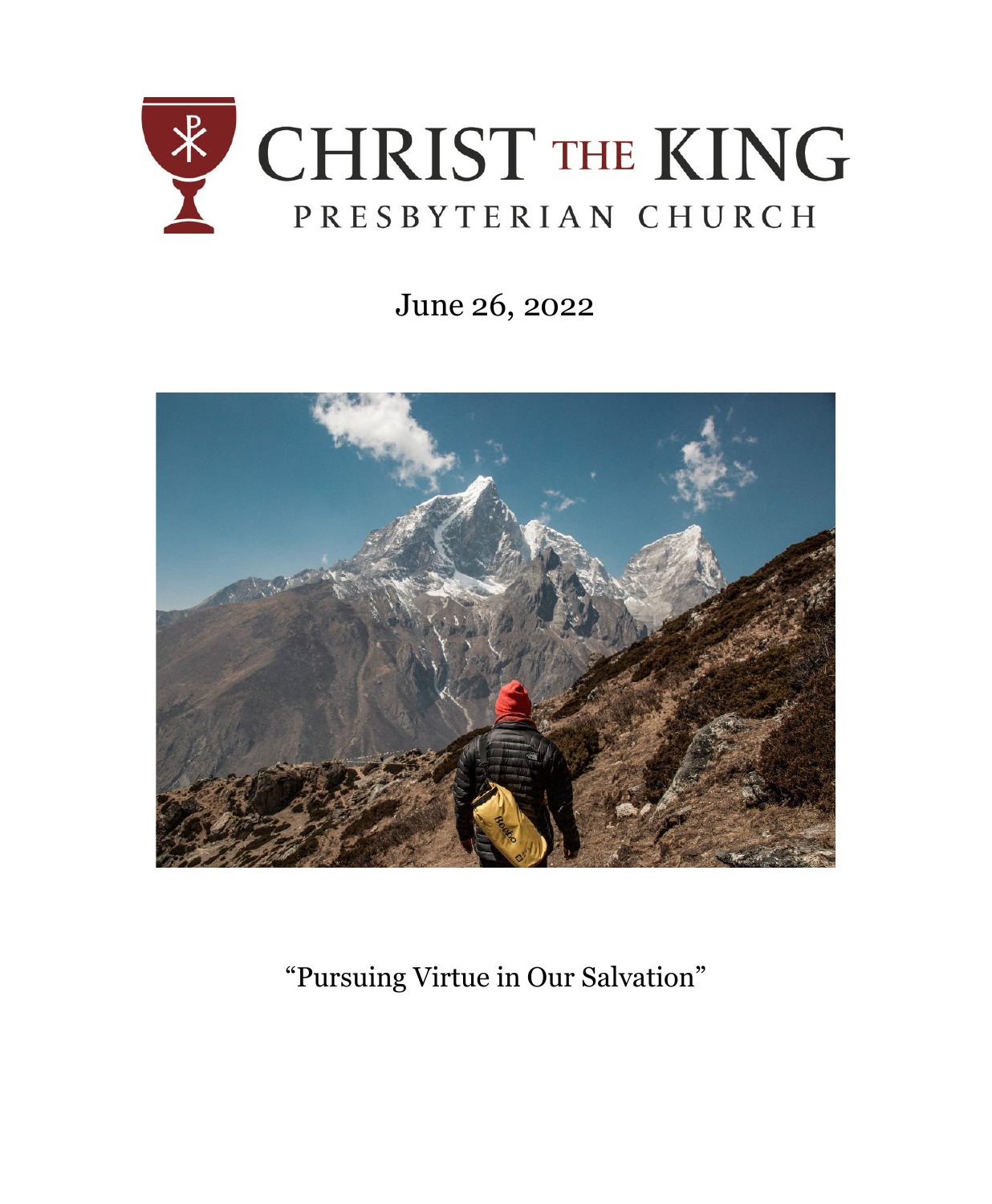# CHRIST THE KING

PRESBYTERIAN CHURCH

June 26, 2022

"Pursuing Virtue in Our Salvation"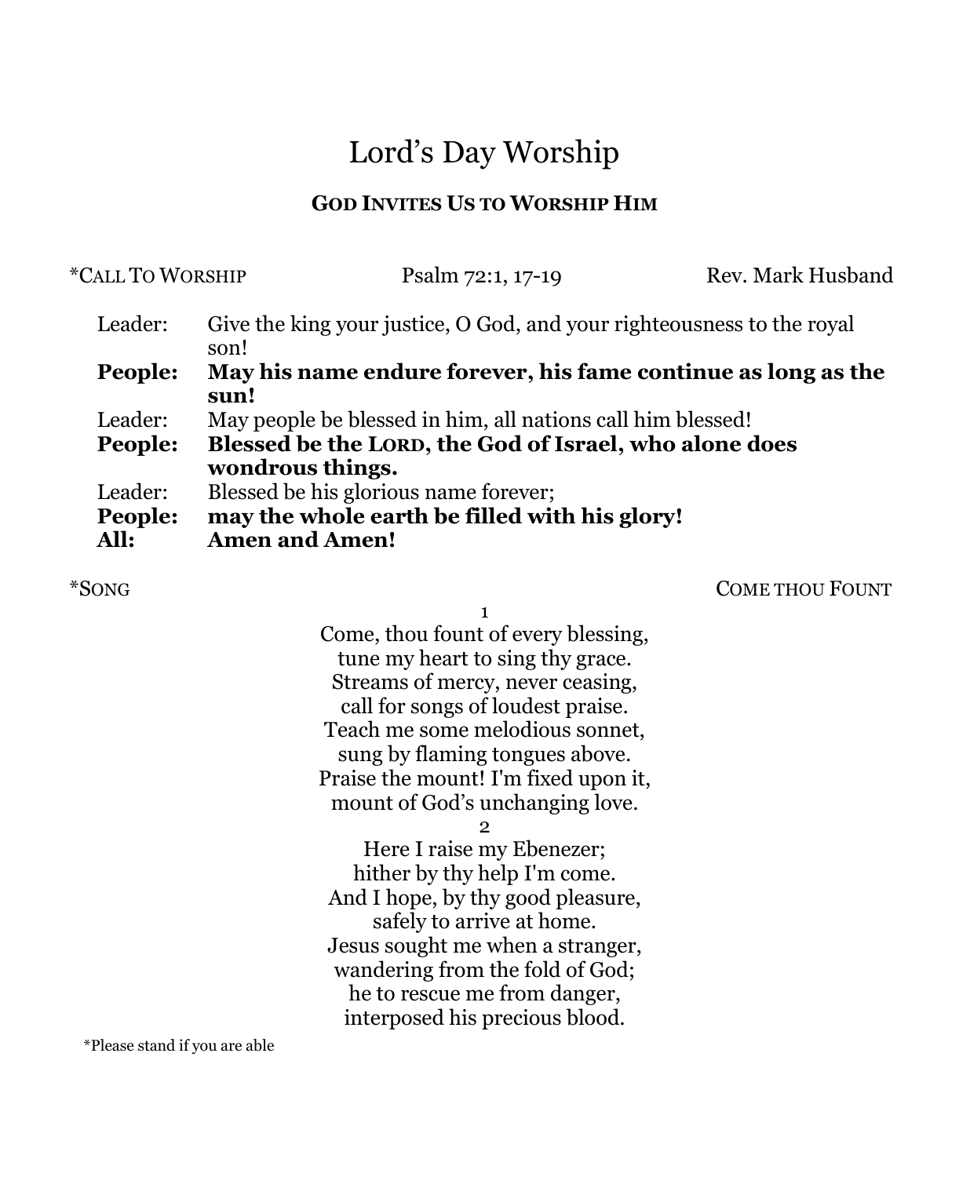# Lord's Day Worship

## GOD INVITES US TO WORSHIP HIM

*CALL TO WORSHIP    Psalm 72:1, 17-19    Rev. Mark Husband

Leader: Give the king your justice, O God, and your righteousness to the royal son!
**People: May his name endure forever, his fame continue as long as the sun!**
Leader: May people be blessed in him, all nations call him blessed!
**People: Blessed be the LORD, the God of Israel, who alone does wondrous things.**
Leader: Blessed be his glorious name forever;
**People: may the whole earth be filled with his glory!**
**All: Amen and Amen!**

*SONG    COME THOU FOUNT

1

Come, thou fount of every blessing,
tune my heart to sing thy grace.
Streams of mercy, never ceasing,
call for songs of loudest praise.
Teach me some melodious sonnet,
sung by flaming tongues above.
Praise the mount! I'm fixed upon it,
mount of God's unchanging love.

2

Here I raise my Ebenezer;
hither by thy help I'm come.
And I hope, by thy good pleasure,
safely to arrive at home.
Jesus sought me when a stranger,
wandering from the fold of God;
he to rescue me from danger,
interposed his precious blood.

*Please stand if you are able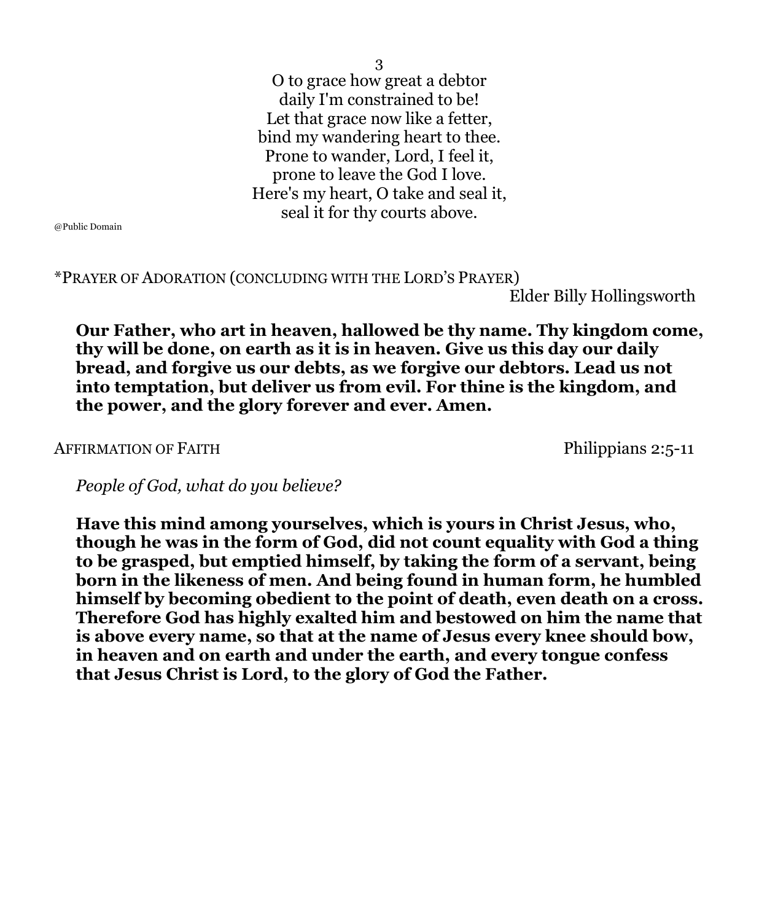3
O to grace how great a debtor
daily I'm constrained to be!
Let that grace now like a fetter,
bind my wandering heart to thee.
Prone to wander, Lord, I feel it,
prone to leave the God I love.
Here's my heart, O take and seal it,
seal it for thy courts above.

@Public Domain

*PRAYER OF ADORATION (CONCLUDING WITH THE LORD'S PRAYER)
Elder Billy Hollingsworth

**Our Father, who art in heaven, hallowed be thy name. Thy kingdom come, thy will be done, on earth as it is in heaven. Give us this day our daily bread, and forgive us our debts, as we forgive our debtors. Lead us not into temptation, but deliver us from evil. For thine is the kingdom, and the power, and the glory forever and ever. Amen.**

AFFIRMATION OF FAITH — Philippians 2:5-11

*People of God, what do you believe?*

**Have this mind among yourselves, which is yours in Christ Jesus, who, though he was in the form of God, did not count equality with God a thing to be grasped, but emptied himself, by taking the form of a servant, being born in the likeness of men. And being found in human form, he humbled himself by becoming obedient to the point of death, even death on a cross. Therefore God has highly exalted him and bestowed on him the name that is above every name, so that at the name of Jesus every knee should bow, in heaven and on earth and under the earth, and every tongue confess that Jesus Christ is Lord, to the glory of God the Father.**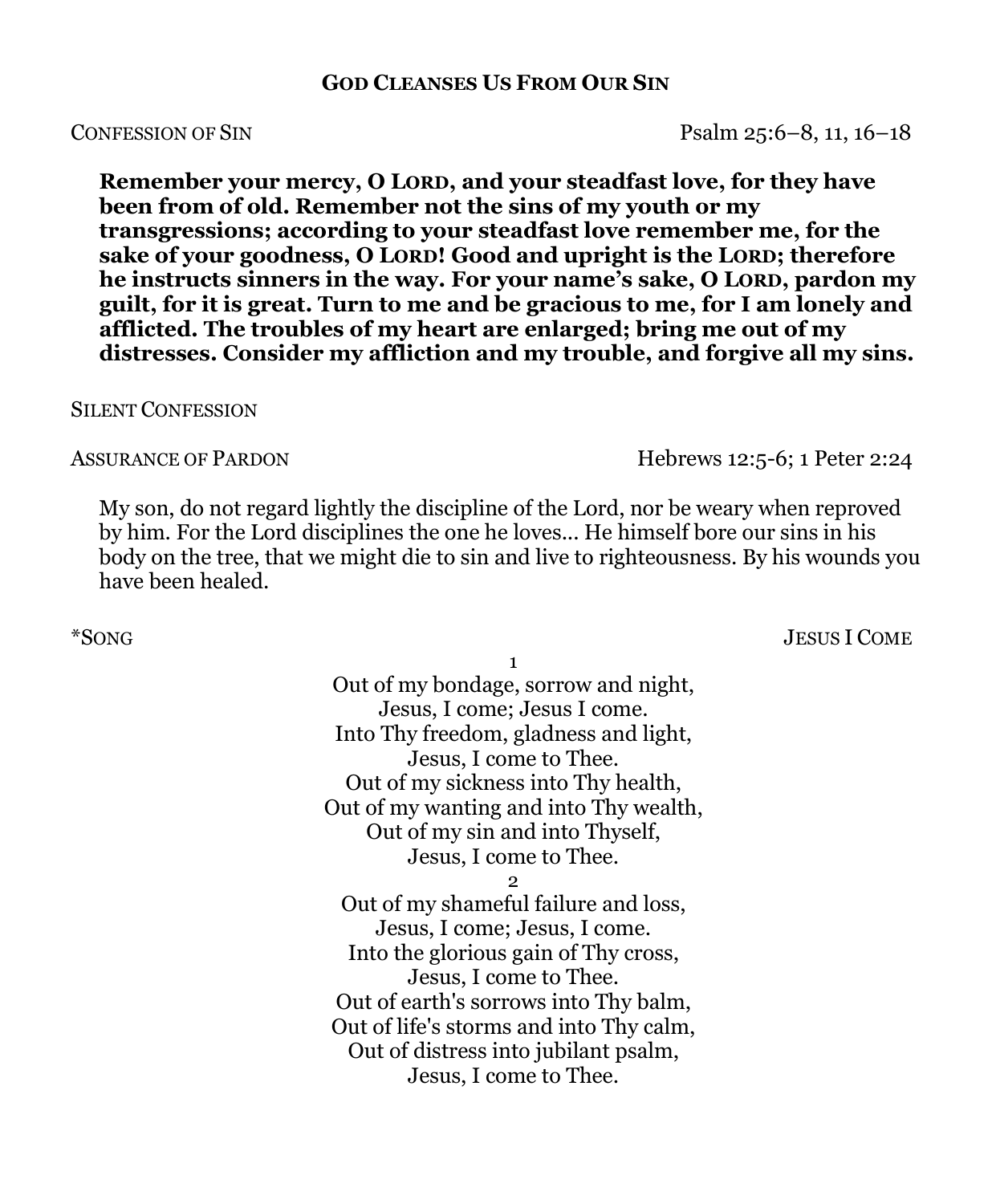## GOD CLEANSES US FROM OUR SIN

CONFESSION OF SIN — Psalm 25:6–8, 11, 16–18

**Remember your mercy, O LORD, and your steadfast love, for they have been from of old. Remember not the sins of my youth or my transgressions; according to your steadfast love remember me, for the sake of your goodness, O LORD! Good and upright is the LORD; therefore he instructs sinners in the way. For your name's sake, O LORD, pardon my guilt, for it is great. Turn to me and be gracious to me, for I am lonely and afflicted. The troubles of my heart are enlarged; bring me out of my distresses. Consider my affliction and my trouble, and forgive all my sins.**

SILENT CONFESSION

ASSURANCE OF PARDON — Hebrews 12:5-6; 1 Peter 2:24

My son, do not regard lightly the discipline of the Lord, nor be weary when reproved by him. For the Lord disciplines the one he loves… He himself bore our sins in his body on the tree, that we might die to sin and live to righteousness. By his wounds you have been healed.

*SONG — JESUS I COME

1

Out of my bondage, sorrow and night,  
Jesus, I come; Jesus I come.  
Into Thy freedom, gladness and light,  
Jesus, I come to Thee.  
Out of my sickness into Thy health,  
Out of my wanting and into Thy wealth,  
Out of my sin and into Thyself,  
Jesus, I come to Thee.

2

Out of my shameful failure and loss,  
Jesus, I come; Jesus, I come.  
Into the glorious gain of Thy cross,  
Jesus, I come to Thee.  
Out of earth's sorrows into Thy balm,  
Out of life's storms and into Thy calm,  
Out of distress into jubilant psalm,  
Jesus, I come to Thee.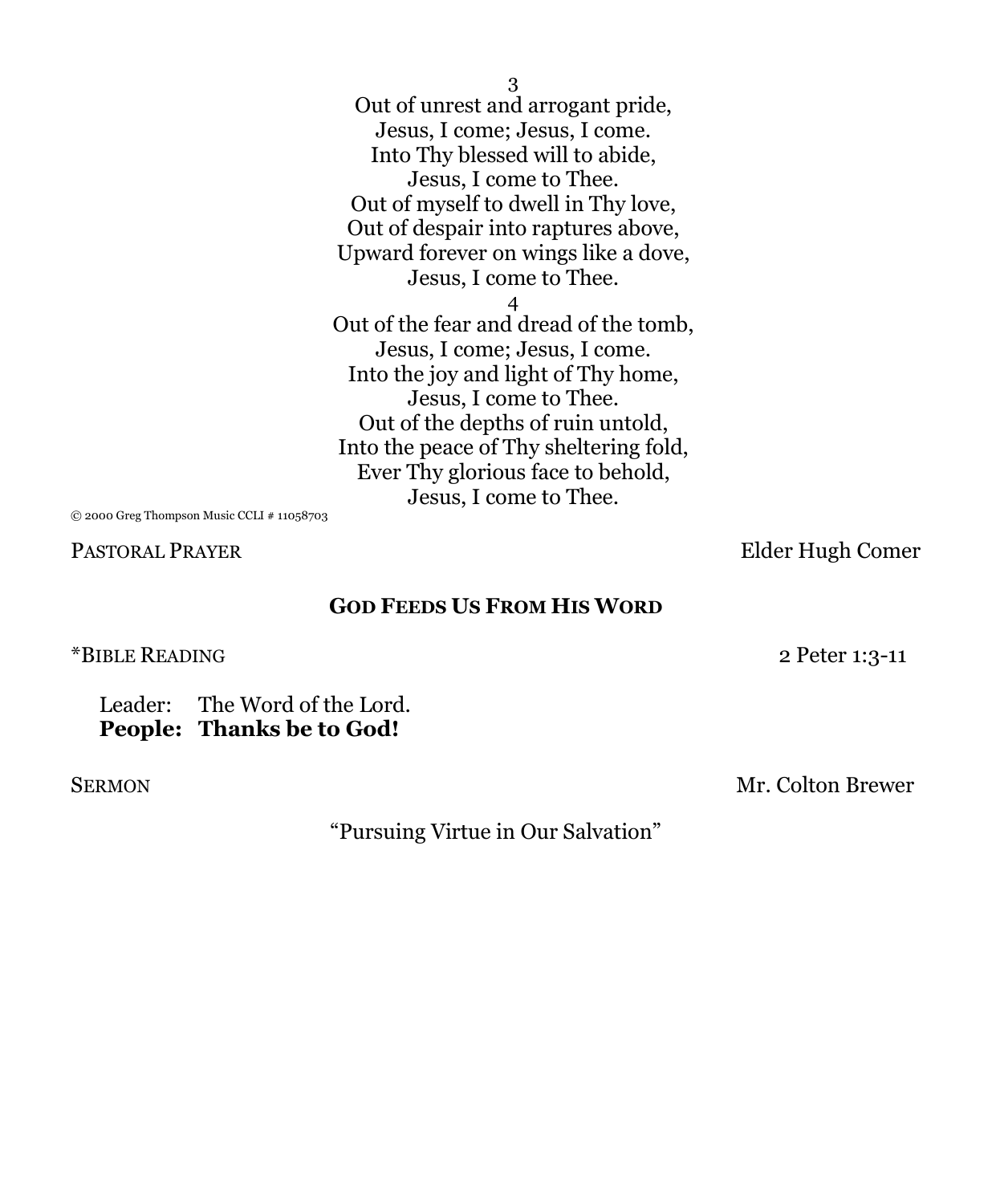3
Out of unrest and arrogant pride,
Jesus, I come; Jesus, I come.
Into Thy blessed will to abide,
Jesus, I come to Thee.
Out of myself to dwell in Thy love,
Out of despair into raptures above,
Upward forever on wings like a dove,
Jesus, I come to Thee.

4
Out of the fear and dread of the tomb,
Jesus, I come; Jesus, I come.
Into the joy and light of Thy home,
Jesus, I come to Thee.
Out of the depths of ruin untold,
Into the peace of Thy sheltering fold,
Ever Thy glorious face to behold,
Jesus, I come to Thee.

© 2000 Greg Thompson Music CCLI # 11058703

PASTORAL PRAYER — Elder Hugh Comer

## GOD FEEDS US FROM HIS WORD

*BIBLE READING — 2 Peter 1:3-11

Leader: The Word of the Lord.
**People: Thanks be to God!**

SERMON — Mr. Colton Brewer

"Pursuing Virtue in Our Salvation"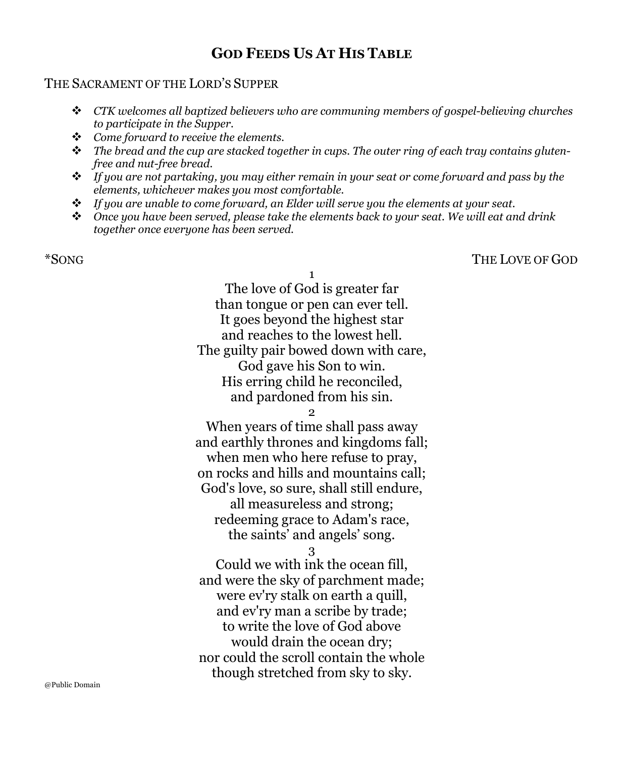# GOD FEEDS US AT HIS TABLE

## THE SACRAMENT OF THE LORD'S SUPPER

- *CTK welcomes all baptized believers who are communing members of gospel-believing churches to participate in the Supper.*
- *Come forward to receive the elements.*
- *The bread and the cup are stacked together in cups. The outer ring of each tray contains gluten-free and nut-free bread.*
- *If you are not partaking, you may either remain in your seat or come forward and pass by the elements, whichever makes you most comfortable.*
- *If you are unable to come forward, an Elder will serve you the elements at your seat.*
- *Once you have been served, please take the elements back to your seat. We will eat and drink together once everyone has been served.*

*SONG — THE LOVE OF GOD

1

The love of God is greater far
than tongue or pen can ever tell.
It goes beyond the highest star
and reaches to the lowest hell.
The guilty pair bowed down with care,
God gave his Son to win.
His erring child he reconciled,
and pardoned from his sin.

2

When years of time shall pass away
and earthly thrones and kingdoms fall;
when men who here refuse to pray,
on rocks and hills and mountains call;
God's love, so sure, shall still endure,
all measureless and strong;
redeeming grace to Adam's race,
the saints' and angels' song.

3

Could we with ink the ocean fill,
and were the sky of parchment made;
were ev'ry stalk on earth a quill,
and ev'ry man a scribe by trade;
to write the love of God above
would drain the ocean dry;
nor could the scroll contain the whole
though stretched from sky to sky.

@Public Domain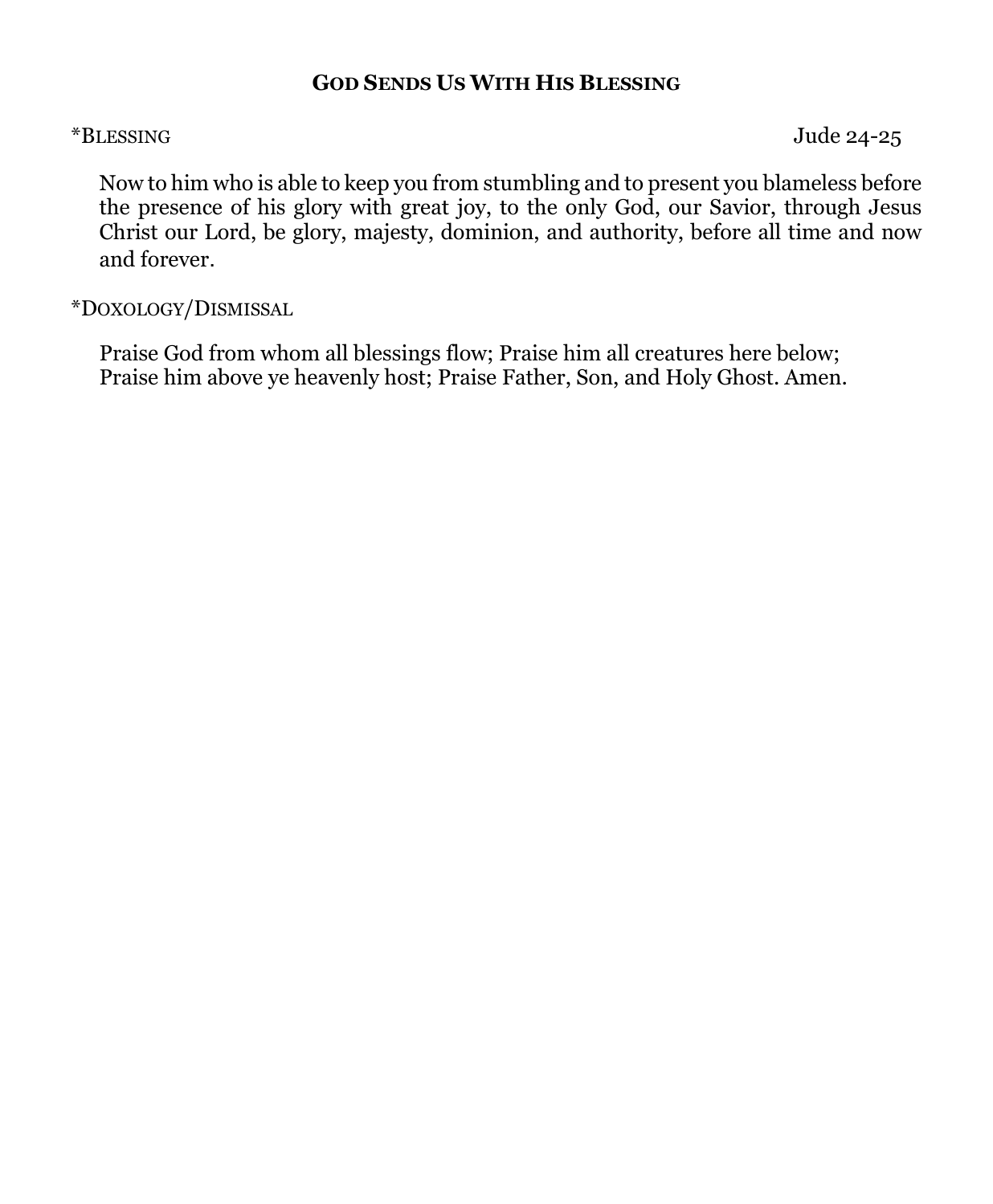## GOD SENDS US WITH HIS BLESSING

*BLESSING Jude 24-25

Now to him who is able to keep you from stumbling and to present you blameless before the presence of his glory with great joy, to the only God, our Savior, through Jesus Christ our Lord, be glory, majesty, dominion, and authority, before all time and now and forever.

*DOXOLOGY/DISMISSAL

Praise God from whom all blessings flow; Praise him all creatures here below;
Praise him above ye heavenly host; Praise Father, Son, and Holy Ghost. Amen.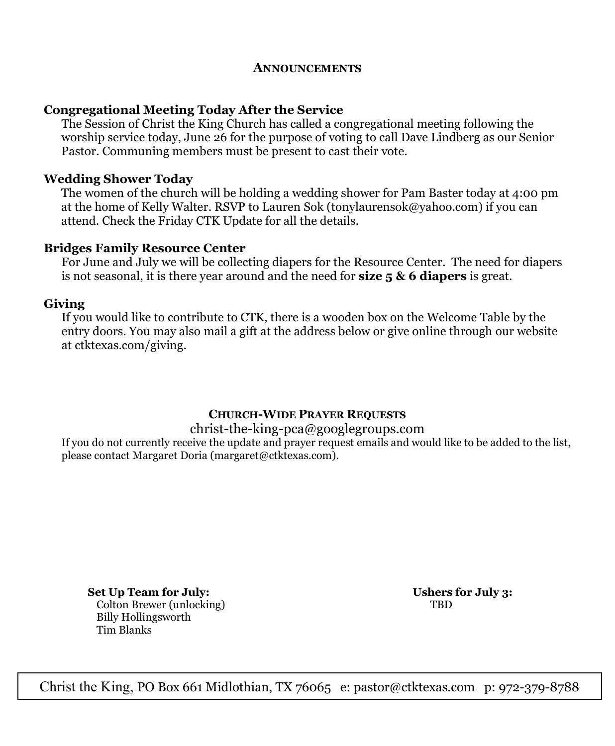## ANNOUNCEMENTS

### Congregational Meeting Today After the Service

The Session of Christ the King Church has called a congregational meeting following the worship service today, June 26 for the purpose of voting to call Dave Lindberg as our Senior Pastor. Communing members must be present to cast their vote.

### Wedding Shower Today

The women of the church will be holding a wedding shower for Pam Baster today at 4:00 pm at the home of Kelly Walter. RSVP to Lauren Sok (tonylaurensok@yahoo.com) if you can attend. Check the Friday CTK Update for all the details.

### Bridges Family Resource Center

For June and July we will be collecting diapers for the Resource Center. The need for diapers is not seasonal, it is there year around and the need for **size 5 & 6 diapers** is great.

### Giving

If you would like to contribute to CTK, there is a wooden box on the Welcome Table by the entry doors. You may also mail a gift at the address below or give online through our website at ctktexas.com/giving.

## CHURCH-WIDE PRAYER REQUESTS

christ-the-king-pca@googlegroups.com

If you do not currently receive the update and prayer request emails and would like to be added to the list, please contact Margaret Doria (margaret@ctktexas.com).

**Set Up Team for July:**
Colton Brewer (unlocking)
Billy Hollingsworth
Tim Blanks

**Ushers for July 3:**
TBD

Christ the King, PO Box 661 Midlothian, TX 76065 e: pastor@ctktexas.com p: 972-379-8788